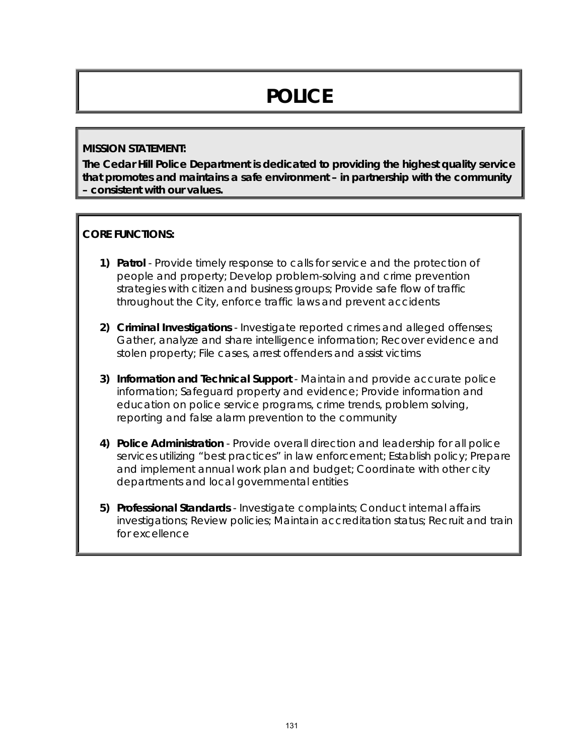# POLICE

**MISSION STATEMENT:**

**The Cedar Hill Police Department is dedicated to providing the highest quality service that promotes and maintains a safe environment – in partnership with the community – consistent with our values.**

**CORE FUNCTIONS:**

1) **Patrol** - Provide timely response to calls for service and the protection of people and property; Develop problem-solving and crime prevention strategies with citizen and business groups; Provide safe flow of traffic throughout the City, enforce traffic laws and prevent accidents

2) **Criminal Investigations** - Investigate reported crimes and alleged offenses; Gather, analyze and share intelligence information; Recover evidence and stolen property; File cases, arrest offenders and assist victims

3) **Information and Technical Support** - Maintain and provide accurate police information; Safeguard property and evidence; Provide information and education on police service programs, crime trends, problem solving, reporting and false alarm prevention to the community

4) **Police Administration** - Provide overall direction and leadership for all police services utilizing "best practices" in law enforcement; Establish policy; Prepare and implement annual work plan and budget; Coordinate with other city departments and local governmental entities

5) **Professional Standards** - Investigate complaints; Conduct internal affairs investigations; Review policies; Maintain accreditation status; Recruit and train for excellence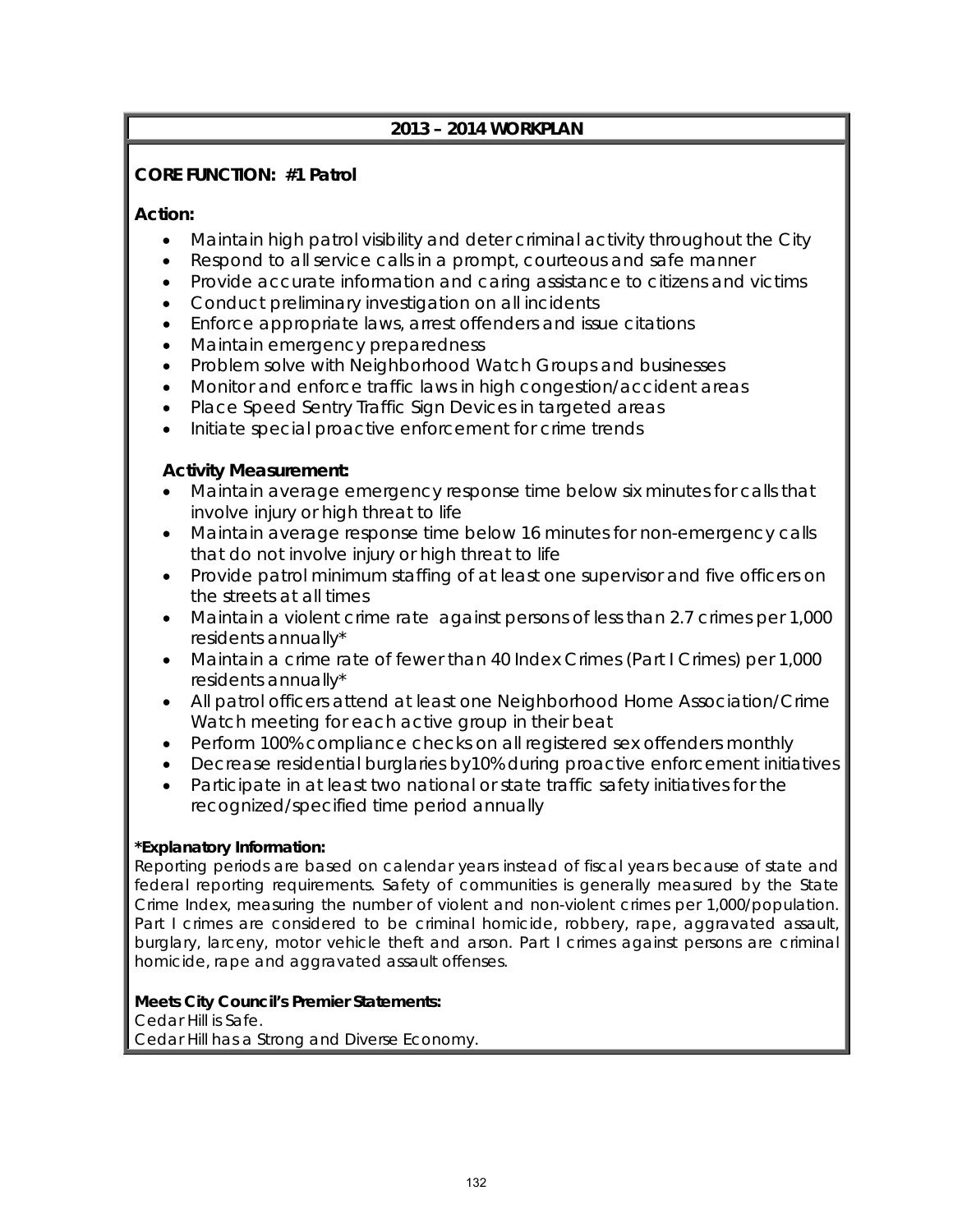## 2013 – 2014 WORKPLAN

**CORE FUNCTION: #1 Patrol**

**Action:**

- Maintain high patrol visibility and deter criminal activity throughout the City
- Respond to all service calls in a prompt, courteous and safe manner
- Provide accurate information and caring assistance to citizens and victims
- Conduct preliminary investigation on all incidents
- Enforce appropriate laws, arrest offenders and issue citations
- Maintain emergency preparedness
- Problem solve with Neighborhood Watch Groups and businesses
- Monitor and enforce traffic laws in high congestion/accident areas
- Place Speed Sentry Traffic Sign Devices in targeted areas
- Initiate special proactive enforcement for crime trends

**Activity Measurement:**

- Maintain average emergency response time below six minutes for calls that involve injury or high threat to life
- Maintain average response time below 16 minutes for non-emergency calls that do not involve injury or high threat to life
- Provide patrol minimum staffing of at least one supervisor and five officers on the streets at all times
- Maintain a violent crime rate against persons of less than 2.7 crimes per 1,000 residents annually*
- Maintain a crime rate of fewer than 40 Index Crimes (Part I Crimes) per 1,000 residents annually*
- All patrol officers attend at least one Neighborhood Home Association/Crime Watch meeting for each active group in their beat
- Perform 100% compliance checks on all registered sex offenders monthly
- Decrease residential burglaries by10% during proactive enforcement initiatives
- Participate in at least two national or state traffic safety initiatives for the recognized/specified time period annually

***Explanatory Information:**
Reporting periods are based on calendar years instead of fiscal years because of state and federal reporting requirements. Safety of communities is generally measured by the State Crime Index, measuring the number of violent and non-violent crimes per 1,000/population. Part I crimes are considered to be criminal homicide, robbery, rape, aggravated assault, burglary, larceny, motor vehicle theft and arson. Part I crimes against persons are criminal homicide, rape and aggravated assault offenses.

**Meets City Council's Premier Statements:**
Cedar Hill is Safe.
Cedar Hill has a Strong and Diverse Economy.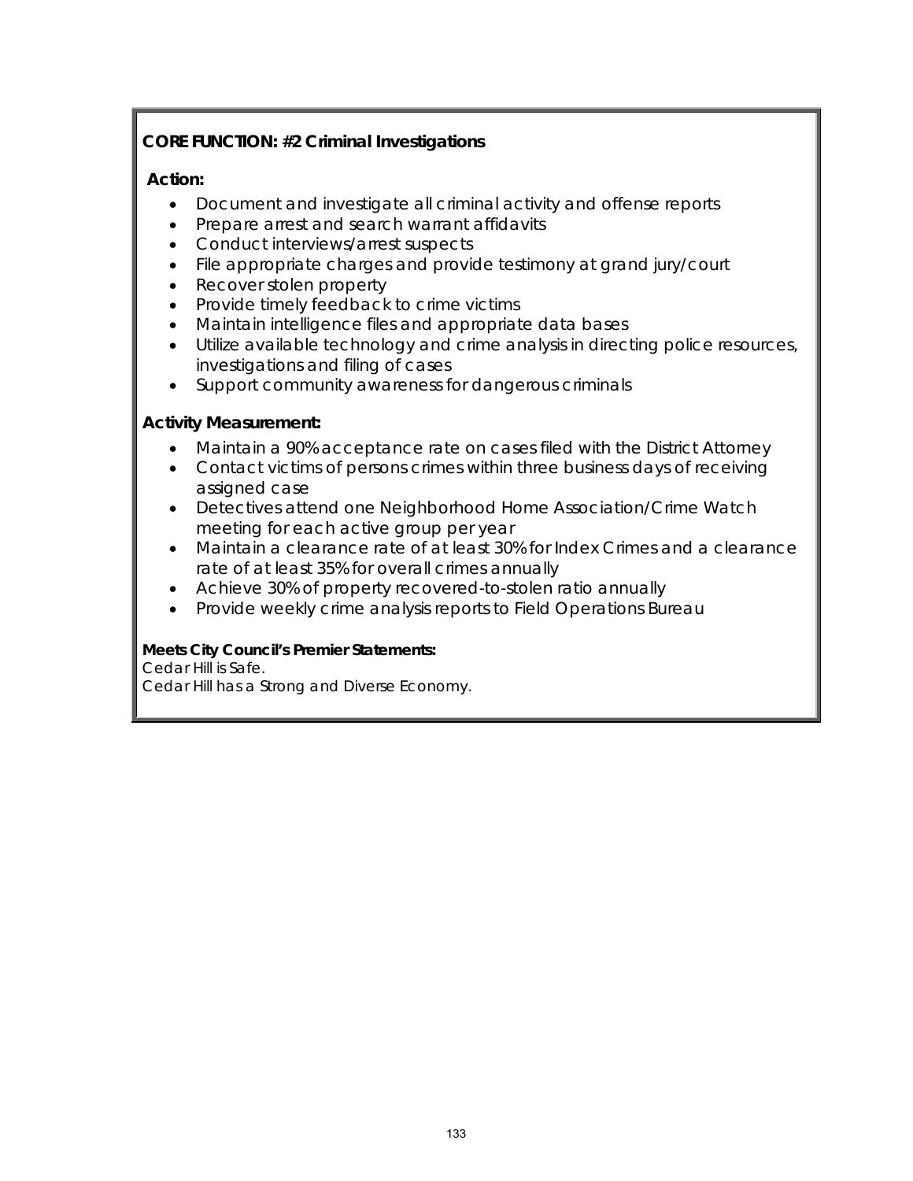**CORE FUNCTION: #2 Criminal Investigations**

**Action:**

- Document and investigate all criminal activity and offense reports
- Prepare arrest and search warrant affidavits
- Conduct interviews/arrest suspects
- File appropriate charges and provide testimony at grand jury/court
- Recover stolen property
- Provide timely feedback to crime victims
- Maintain intelligence files and appropriate data bases
- Utilize available technology and crime analysis in directing police resources, investigations and filing of cases
- Support community awareness for dangerous criminals

**Activity Measurement:**

- Maintain a 90% acceptance rate on cases filed with the District Attorney
- Contact victims of persons crimes within three business days of receiving assigned case
- Detectives attend one Neighborhood Home Association/Crime Watch meeting for each active group per year
- Maintain a clearance rate of at least 30% for Index Crimes and a clearance rate of at least 35% for overall crimes annually
- Achieve 30% of property recovered-to-stolen ratio annually
- Provide weekly crime analysis reports to Field Operations Bureau

**Meets City Council's Premier Statements:**
Cedar Hill is Safe.
Cedar Hill has a Strong and Diverse Economy.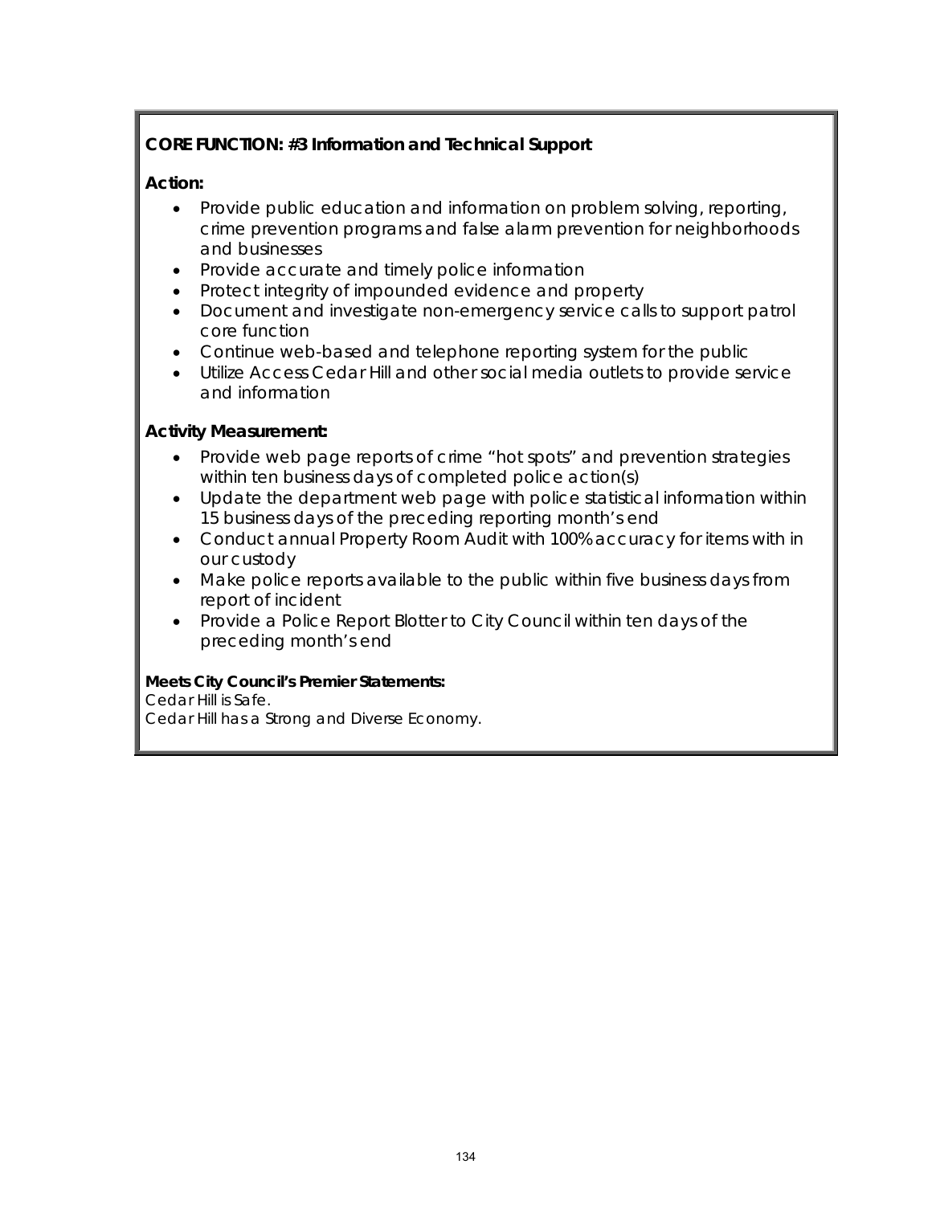**CORE FUNCTION: #3 Information and Technical Support**

**Action:**

- Provide public education and information on problem solving, reporting, crime prevention programs and false alarm prevention for neighborhoods and businesses
- Provide accurate and timely police information
- Protect integrity of impounded evidence and property
- Document and investigate non-emergency service calls to support patrol core function
- Continue web-based and telephone reporting system for the public
- Utilize Access Cedar Hill and other social media outlets to provide service and information

**Activity Measurement:**

- Provide web page reports of crime "hot spots" and prevention strategies within ten business days of completed police action(s)
- Update the department web page with police statistical information within 15 business days of the preceding reporting month's end
- Conduct annual Property Room Audit with 100% accuracy for items with in our custody
- Make police reports available to the public within five business days from report of incident
- Provide a Police Report Blotter to City Council within ten days of the preceding month's end

**Meets City Council's Premier Statements:**
Cedar Hill is Safe.
Cedar Hill has a Strong and Diverse Economy.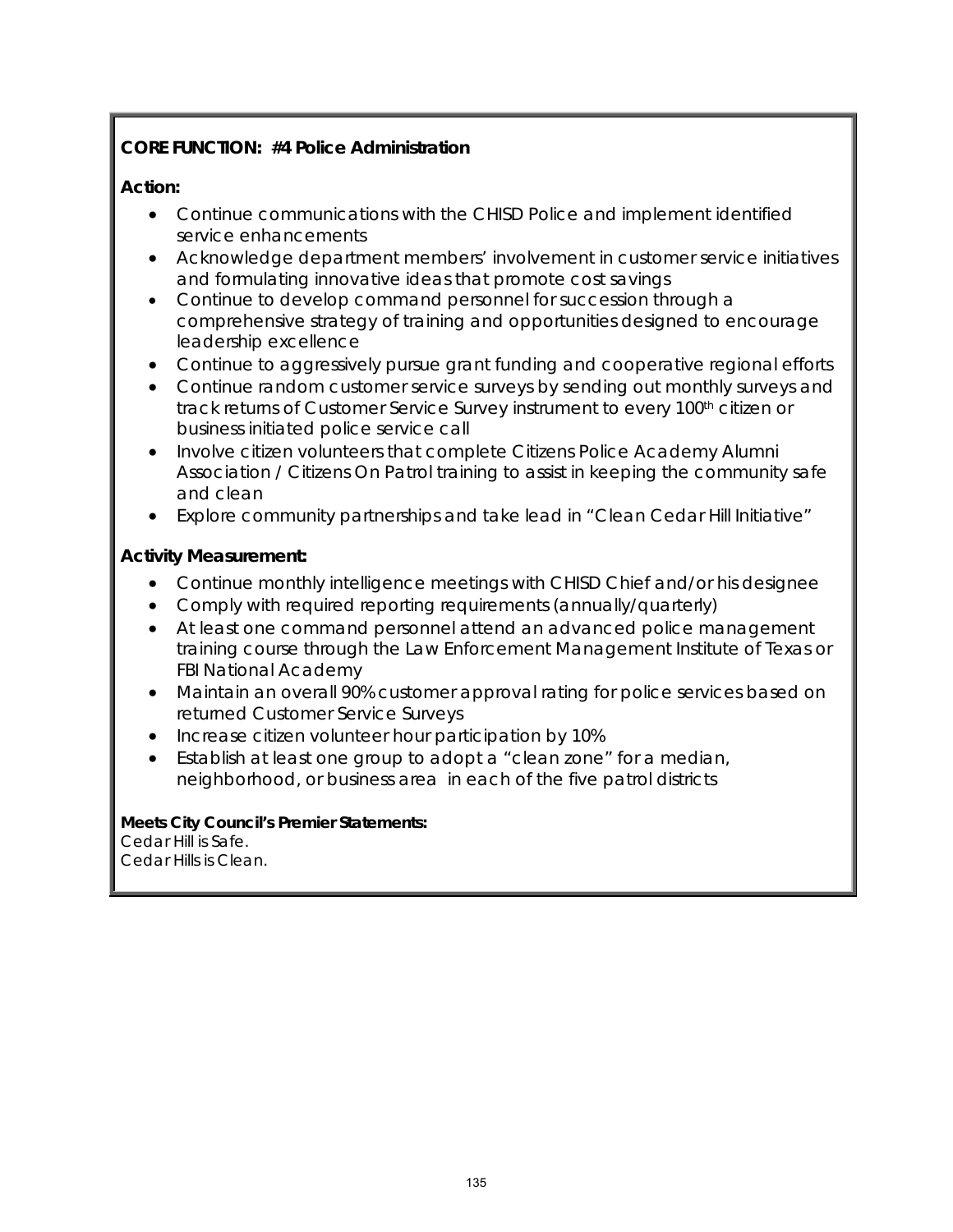**CORE FUNCTION: #4 Police Administration**

**Action:**

- Continue communications with the CHISD Police and implement identified service enhancements
- Acknowledge department members' involvement in customer service initiatives and formulating innovative ideas that promote cost savings
- Continue to develop command personnel for succession through a comprehensive strategy of training and opportunities designed to encourage leadership excellence
- Continue to aggressively pursue grant funding and cooperative regional efforts
- Continue random customer service surveys by sending out monthly surveys and track returns of Customer Service Survey instrument to every 100th citizen or business initiated police service call
- Involve citizen volunteers that complete Citizens Police Academy Alumni Association / Citizens On Patrol training to assist in keeping the community safe and clean
- Explore community partnerships and take lead in "Clean Cedar Hill Initiative"

**Activity Measurement:**

- Continue monthly intelligence meetings with CHISD Chief and/or his designee
- Comply with required reporting requirements (annually/quarterly)
- At least one command personnel attend an advanced police management training course through the Law Enforcement Management Institute of Texas or FBI National Academy
- Maintain an overall 90% customer approval rating for police services based on returned Customer Service Surveys
- Increase citizen volunteer hour participation by 10%
- Establish at least one group to adopt a "clean zone" for a median, neighborhood, or business area in each of the five patrol districts

**Meets City Council's Premier Statements:**
Cedar Hill is Safe.
Cedar Hills is Clean.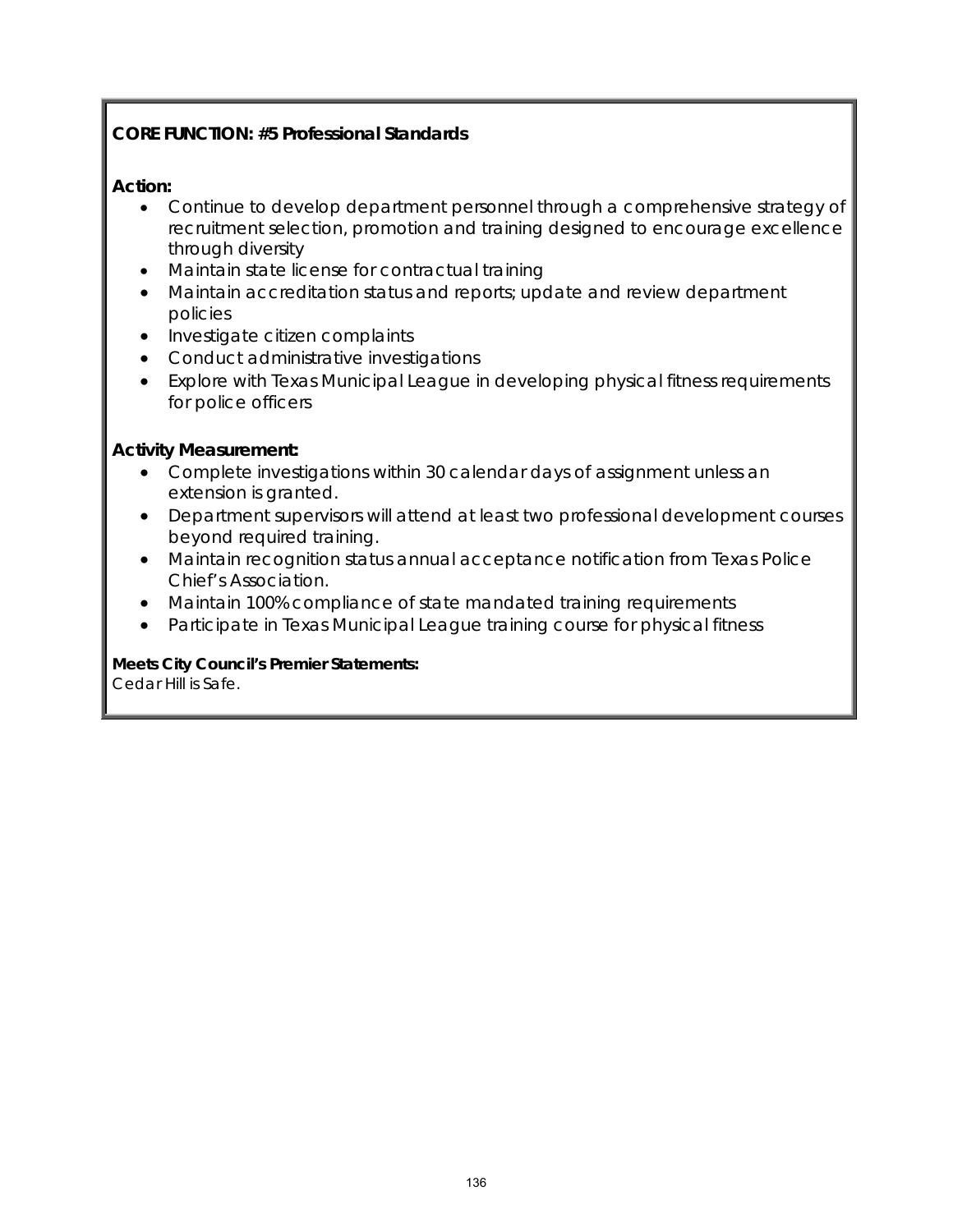**CORE FUNCTION: #5 Professional Standards**

**Action:**

- Continue to develop department personnel through a comprehensive strategy of recruitment selection, promotion and training designed to encourage excellence through diversity
- Maintain state license for contractual training
- Maintain accreditation status and reports; update and review department policies
- Investigate citizen complaints
- Conduct administrative investigations
- Explore with Texas Municipal League in developing physical fitness requirements for police officers

**Activity Measurement:**

- Complete investigations within 30 calendar days of assignment unless an extension is granted.
- Department supervisors will attend at least two professional development courses beyond required training.
- Maintain recognition status annual acceptance notification from Texas Police Chief's Association.
- Maintain 100% compliance of state mandated training requirements
- Participate in Texas Municipal League training course for physical fitness

**Meets City Council's Premier Statements:**
Cedar Hill is Safe.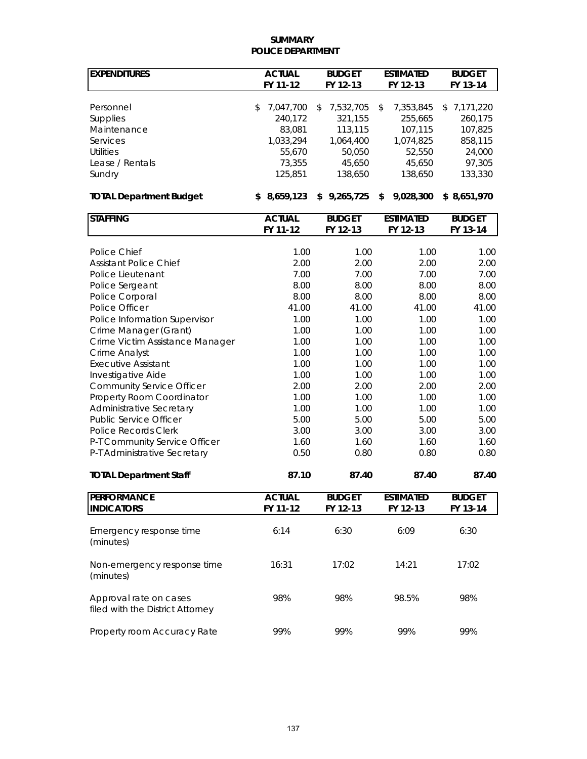# SUMMARY
## POLICE DEPARTMENT

| EXPENDITURES | ACTUAL FY 11-12 | BUDGET FY 12-13 | ESTIMATED FY 12-13 | BUDGET FY 13-14 |
|---|---|---|---|---|
| Personnel | $ 7,047,700 | $ 7,532,705 | $ 7,353,845 | $ 7,171,220 |
| Supplies | 240,172 | 321,155 | 255,665 | 260,175 |
| Maintenance | 83,081 | 113,115 | 107,115 | 107,825 |
| Services | 1,033,294 | 1,064,400 | 1,074,825 | 858,115 |
| Utilities | 55,670 | 50,050 | 52,550 | 24,000 |
| Lease / Rentals | 73,355 | 45,650 | 45,650 | 97,305 |
| Sundry | 125,851 | 138,650 | 138,650 | 133,330 |
| **TOTAL Department Budget** | **$ 8,659,123** | **$ 9,265,725** | **$ 9,028,300** | **$ 8,651,970** |

| STAFFING | ACTUAL FY 11-12 | BUDGET FY 12-13 | ESTIMATED FY 12-13 | BUDGET FY 13-14 |
|---|---|---|---|---|
| Police Chief | 1.00 | 1.00 | 1.00 | 1.00 |
| Assistant Police Chief | 2.00 | 2.00 | 2.00 | 2.00 |
| Police Lieutenant | 7.00 | 7.00 | 7.00 | 7.00 |
| Police Sergeant | 8.00 | 8.00 | 8.00 | 8.00 |
| Police Corporal | 8.00 | 8.00 | 8.00 | 8.00 |
| Police Officer | 41.00 | 41.00 | 41.00 | 41.00 |
| Police Information Supervisor | 1.00 | 1.00 | 1.00 | 1.00 |
| Crime Manager (Grant) | 1.00 | 1.00 | 1.00 | 1.00 |
| Crime Victim Assistance Manager | 1.00 | 1.00 | 1.00 | 1.00 |
| Crime Analyst | 1.00 | 1.00 | 1.00 | 1.00 |
| Executive Assistant | 1.00 | 1.00 | 1.00 | 1.00 |
| Investigative Aide | 1.00 | 1.00 | 1.00 | 1.00 |
| Community Service Officer | 2.00 | 2.00 | 2.00 | 2.00 |
| Property Room Coordinator | 1.00 | 1.00 | 1.00 | 1.00 |
| Administrative Secretary | 1.00 | 1.00 | 1.00 | 1.00 |
| Public Service Officer | 5.00 | 5.00 | 5.00 | 5.00 |
| Police Records Clerk | 3.00 | 3.00 | 3.00 | 3.00 |
| P-T Community Service Officer | 1.60 | 1.60 | 1.60 | 1.60 |
| P-T Administrative Secretary | 0.50 | 0.80 | 0.80 | 0.80 |
| **TOTAL Department Staff** | **87.10** | **87.40** | **87.40** | **87.40** |

| PERFORMANCE INDICATORS | ACTUAL FY 11-12 | BUDGET FY 12-13 | ESTIMATED FY 12-13 | BUDGET FY 13-14 |
|---|---|---|---|---|
| Emergency response time (minutes) | 6:14 | 6:30 | 6:09 | 6:30 |
| Non-emergency response time (minutes) | 16:31 | 17:02 | 14:21 | 17:02 |
| Approval rate on cases filed with the District Attorney | 98% | 98% | 98.5% | 98% |
| Property room Accuracy Rate | 99% | 99% | 99% | 99% |